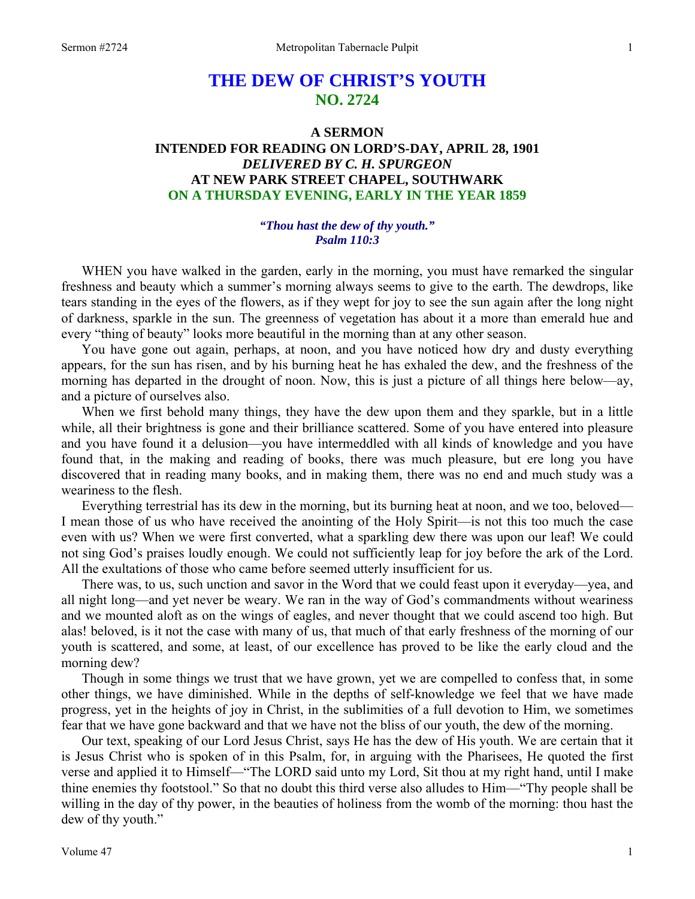# THE DEW OF CHRIST'S YOUTH
## NO. 2724

### A SERMON
### INTENDED FOR READING ON LORD'S-DAY, APRIL 28, 1901
### *DELIVERED BY C. H. SPURGEON*
### AT NEW PARK STREET CHAPEL, SOUTHWARK
### ON A THURSDAY EVENING, EARLY IN THE YEAR 1859

***"Thou hast the dew of thy youth."***
***Psalm 110:3***

WHEN you have walked in the garden, early in the morning, you must have remarked the singular freshness and beauty which a summer's morning always seems to give to the earth. The dewdrops, like tears standing in the eyes of the flowers, as if they wept for joy to see the sun again after the long night of darkness, sparkle in the sun. The greenness of vegetation has about it a more than emerald hue and every "thing of beauty" looks more beautiful in the morning than at any other season.

You have gone out again, perhaps, at noon, and you have noticed how dry and dusty everything appears, for the sun has risen, and by his burning heat he has exhaled the dew, and the freshness of the morning has departed in the drought of noon. Now, this is just a picture of all things here below—ay, and a picture of ourselves also.

When we first behold many things, they have the dew upon them and they sparkle, but in a little while, all their brightness is gone and their brilliance scattered. Some of you have entered into pleasure and you have found it a delusion—you have intermeddled with all kinds of knowledge and you have found that, in the making and reading of books, there was much pleasure, but ere long you have discovered that in reading many books, and in making them, there was no end and much study was a weariness to the flesh.

Everything terrestrial has its dew in the morning, but its burning heat at noon, and we too, beloved—I mean those of us who have received the anointing of the Holy Spirit—is not this too much the case even with us? When we were first converted, what a sparkling dew there was upon our leaf! We could not sing God's praises loudly enough. We could not sufficiently leap for joy before the ark of the Lord. All the exultations of those who came before seemed utterly insufficient for us.

There was, to us, such unction and savor in the Word that we could feast upon it everyday—yea, and all night long—and yet never be weary. We ran in the way of God's commandments without weariness and we mounted aloft as on the wings of eagles, and never thought that we could ascend too high. But alas! beloved, is it not the case with many of us, that much of that early freshness of the morning of our youth is scattered, and some, at least, of our excellence has proved to be like the early cloud and the morning dew?

Though in some things we trust that we have grown, yet we are compelled to confess that, in some other things, we have diminished. While in the depths of self-knowledge we feel that we have made progress, yet in the heights of joy in Christ, in the sublimities of a full devotion to Him, we sometimes fear that we have gone backward and that we have not the bliss of our youth, the dew of the morning.

Our text, speaking of our Lord Jesus Christ, says He has the dew of His youth. We are certain that it is Jesus Christ who is spoken of in this Psalm, for, in arguing with the Pharisees, He quoted the first verse and applied it to Himself—"The LORD said unto my Lord, Sit thou at my right hand, until I make thine enemies thy footstool." So that no doubt this third verse also alludes to Him—"Thy people shall be willing in the day of thy power, in the beauties of holiness from the womb of the morning: thou hast the dew of thy youth."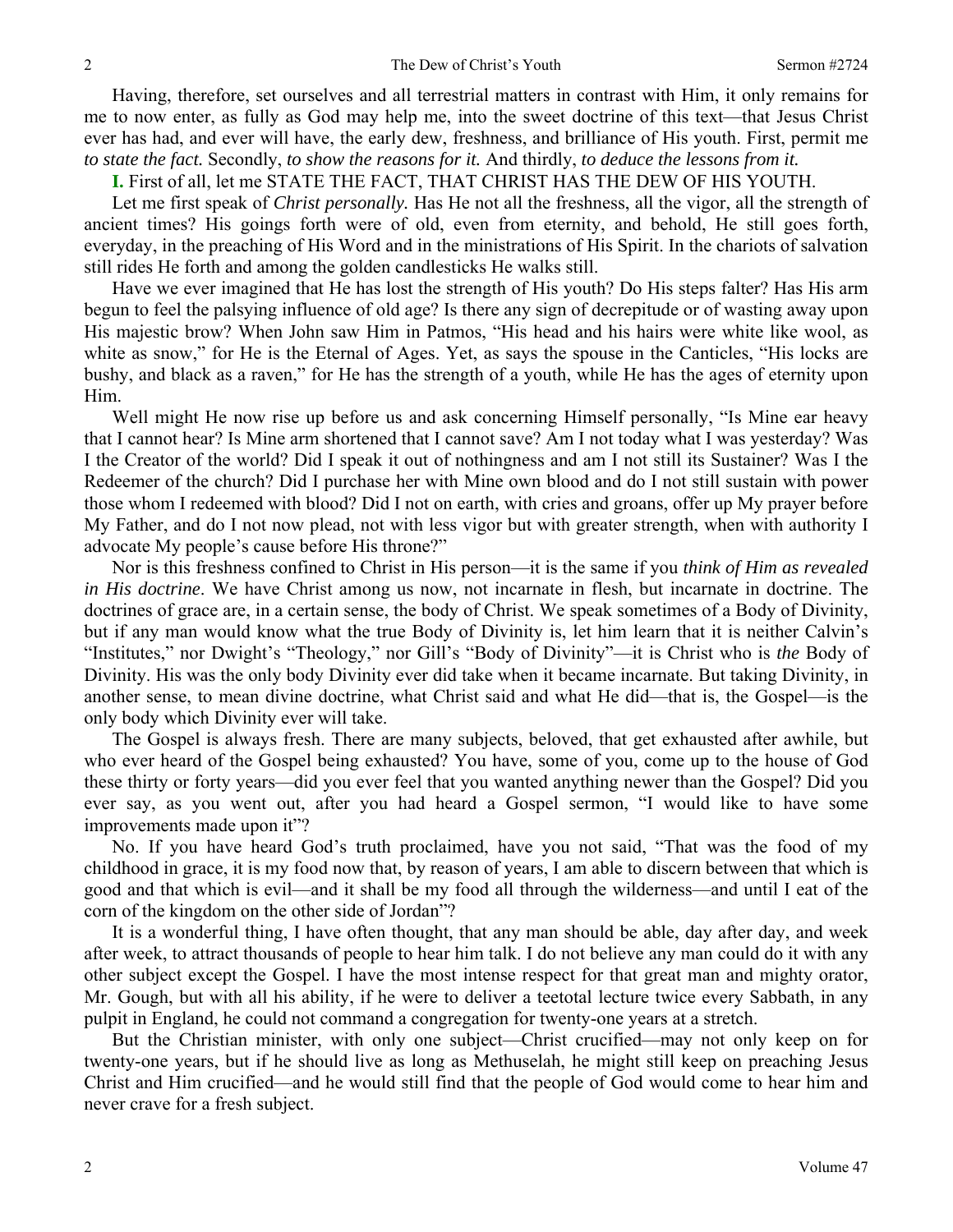Having, therefore, set ourselves and all terrestrial matters in contrast with Him, it only remains for me to now enter, as fully as God may help me, into the sweet doctrine of this text—that Jesus Christ ever has had, and ever will have, the early dew, freshness, and brilliance of His youth. First, permit me *to state the fact.* Secondly, *to show the reasons for it.* And thirdly, *to deduce the lessons from it.*

**I.** First of all, let me STATE THE FACT, THAT CHRIST HAS THE DEW OF HIS YOUTH.

Let me first speak of *Christ personally.* Has He not all the freshness, all the vigor, all the strength of ancient times? His goings forth were of old, even from eternity, and behold, He still goes forth, everyday, in the preaching of His Word and in the ministrations of His Spirit. In the chariots of salvation still rides He forth and among the golden candlesticks He walks still.

Have we ever imagined that He has lost the strength of His youth? Do His steps falter? Has His arm begun to feel the palsying influence of old age? Is there any sign of decrepitude or of wasting away upon His majestic brow? When John saw Him in Patmos, "His head and his hairs were white like wool, as white as snow," for He is the Eternal of Ages. Yet, as says the spouse in the Canticles, "His locks are bushy, and black as a raven," for He has the strength of a youth, while He has the ages of eternity upon Him.

Well might He now rise up before us and ask concerning Himself personally, "Is Mine ear heavy that I cannot hear? Is Mine arm shortened that I cannot save? Am I not today what I was yesterday? Was I the Creator of the world? Did I speak it out of nothingness and am I not still its Sustainer? Was I the Redeemer of the church? Did I purchase her with Mine own blood and do I not still sustain with power those whom I redeemed with blood? Did I not on earth, with cries and groans, offer up My prayer before My Father, and do I not now plead, not with less vigor but with greater strength, when with authority I advocate My people's cause before His throne?"

Nor is this freshness confined to Christ in His person—it is the same if you *think of Him as revealed in His doctrine*. We have Christ among us now, not incarnate in flesh, but incarnate in doctrine. The doctrines of grace are, in a certain sense, the body of Christ. We speak sometimes of a Body of Divinity, but if any man would know what the true Body of Divinity is, let him learn that it is neither Calvin's "Institutes," nor Dwight's "Theology," nor Gill's "Body of Divinity"—it is Christ who is *the* Body of Divinity. His was the only body Divinity ever did take when it became incarnate. But taking Divinity, in another sense, to mean divine doctrine, what Christ said and what He did—that is, the Gospel—is the only body which Divinity ever will take.

The Gospel is always fresh. There are many subjects, beloved, that get exhausted after awhile, but who ever heard of the Gospel being exhausted? You have, some of you, come up to the house of God these thirty or forty years—did you ever feel that you wanted anything newer than the Gospel? Did you ever say, as you went out, after you had heard a Gospel sermon, "I would like to have some improvements made upon it"?

No. If you have heard God's truth proclaimed, have you not said, "That was the food of my childhood in grace, it is my food now that, by reason of years, I am able to discern between that which is good and that which is evil—and it shall be my food all through the wilderness—and until I eat of the corn of the kingdom on the other side of Jordan"?

It is a wonderful thing, I have often thought, that any man should be able, day after day, and week after week, to attract thousands of people to hear him talk. I do not believe any man could do it with any other subject except the Gospel. I have the most intense respect for that great man and mighty orator, Mr. Gough, but with all his ability, if he were to deliver a teetotal lecture twice every Sabbath, in any pulpit in England, he could not command a congregation for twenty-one years at a stretch.

But the Christian minister, with only one subject—Christ crucified—may not only keep on for twenty-one years, but if he should live as long as Methuselah, he might still keep on preaching Jesus Christ and Him crucified—and he would still find that the people of God would come to hear him and never crave for a fresh subject.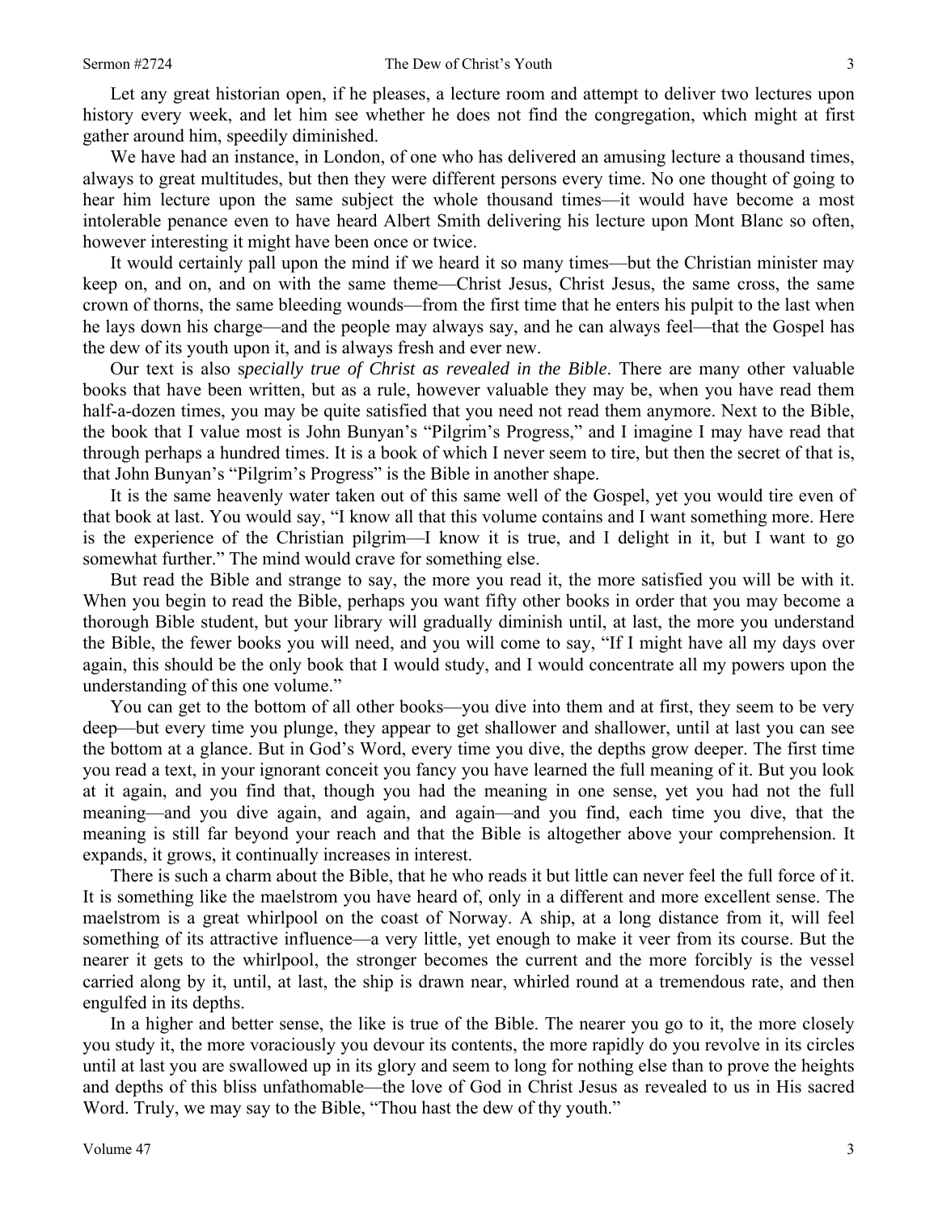Let any great historian open, if he pleases, a lecture room and attempt to deliver two lectures upon history every week, and let him see whether he does not find the congregation, which might at first gather around him, speedily diminished.

We have had an instance, in London, of one who has delivered an amusing lecture a thousand times, always to great multitudes, but then they were different persons every time. No one thought of going to hear him lecture upon the same subject the whole thousand times—it would have become a most intolerable penance even to have heard Albert Smith delivering his lecture upon Mont Blanc so often, however interesting it might have been once or twice.

It would certainly pall upon the mind if we heard it so many times—but the Christian minister may keep on, and on, and on with the same theme—Christ Jesus, Christ Jesus, the same cross, the same crown of thorns, the same bleeding wounds—from the first time that he enters his pulpit to the last when he lays down his charge—and the people may always say, and he can always feel—that the Gospel has the dew of its youth upon it, and is always fresh and ever new.

Our text is also s*pecially true of Christ as revealed in the Bible*. There are many other valuable books that have been written, but as a rule, however valuable they may be, when you have read them half-a-dozen times, you may be quite satisfied that you need not read them anymore. Next to the Bible, the book that I value most is John Bunyan's "Pilgrim's Progress," and I imagine I may have read that through perhaps a hundred times. It is a book of which I never seem to tire, but then the secret of that is, that John Bunyan's "Pilgrim's Progress" is the Bible in another shape.

It is the same heavenly water taken out of this same well of the Gospel, yet you would tire even of that book at last. You would say, "I know all that this volume contains and I want something more. Here is the experience of the Christian pilgrim—I know it is true, and I delight in it, but I want to go somewhat further." The mind would crave for something else.

But read the Bible and strange to say, the more you read it, the more satisfied you will be with it. When you begin to read the Bible, perhaps you want fifty other books in order that you may become a thorough Bible student, but your library will gradually diminish until, at last, the more you understand the Bible, the fewer books you will need, and you will come to say, "If I might have all my days over again, this should be the only book that I would study, and I would concentrate all my powers upon the understanding of this one volume."

You can get to the bottom of all other books—you dive into them and at first, they seem to be very deep—but every time you plunge, they appear to get shallower and shallower, until at last you can see the bottom at a glance. But in God's Word, every time you dive, the depths grow deeper. The first time you read a text, in your ignorant conceit you fancy you have learned the full meaning of it. But you look at it again, and you find that, though you had the meaning in one sense, yet you had not the full meaning—and you dive again, and again, and again—and you find, each time you dive, that the meaning is still far beyond your reach and that the Bible is altogether above your comprehension. It expands, it grows, it continually increases in interest.

There is such a charm about the Bible, that he who reads it but little can never feel the full force of it. It is something like the maelstrom you have heard of, only in a different and more excellent sense. The maelstrom is a great whirlpool on the coast of Norway. A ship, at a long distance from it, will feel something of its attractive influence—a very little, yet enough to make it veer from its course. But the nearer it gets to the whirlpool, the stronger becomes the current and the more forcibly is the vessel carried along by it, until, at last, the ship is drawn near, whirled round at a tremendous rate, and then engulfed in its depths.

In a higher and better sense, the like is true of the Bible. The nearer you go to it, the more closely you study it, the more voraciously you devour its contents, the more rapidly do you revolve in its circles until at last you are swallowed up in its glory and seem to long for nothing else than to prove the heights and depths of this bliss unfathomable—the love of God in Christ Jesus as revealed to us in His sacred Word. Truly, we may say to the Bible, "Thou hast the dew of thy youth."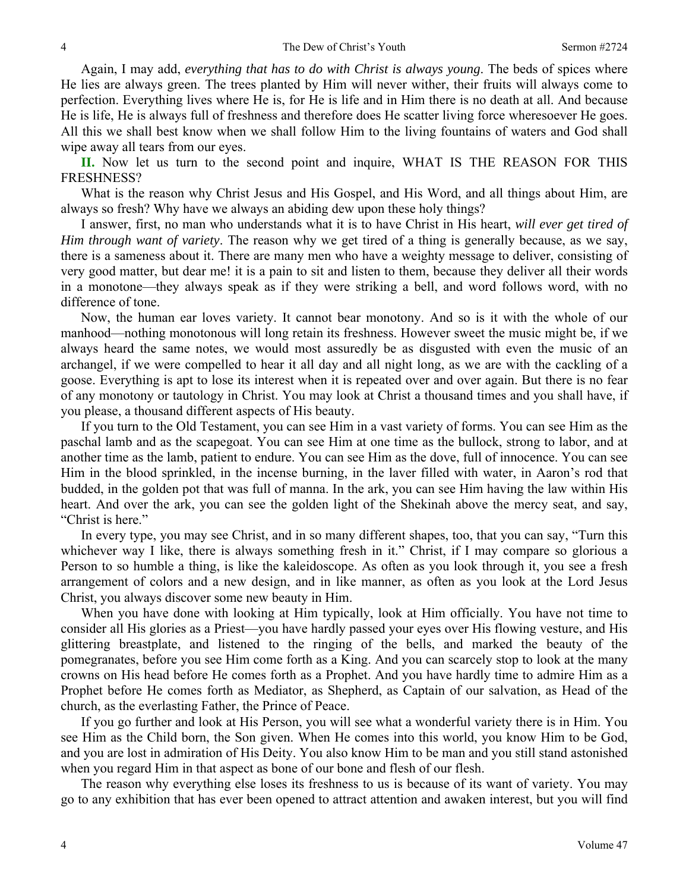Again, I may add, *everything that has to do with Christ is always young*. The beds of spices where He lies are always green. The trees planted by Him will never wither, their fruits will always come to perfection. Everything lives where He is, for He is life and in Him there is no death at all. And because He is life, He is always full of freshness and therefore does He scatter living force wheresoever He goes. All this we shall best know when we shall follow Him to the living fountains of waters and God shall wipe away all tears from our eyes.

**II.** Now let us turn to the second point and inquire, WHAT IS THE REASON FOR THIS FRESHNESS?

What is the reason why Christ Jesus and His Gospel, and His Word, and all things about Him, are always so fresh? Why have we always an abiding dew upon these holy things?

I answer, first, no man who understands what it is to have Christ in His heart, *will ever get tired of Him through want of variety*. The reason why we get tired of a thing is generally because, as we say, there is a sameness about it. There are many men who have a weighty message to deliver, consisting of very good matter, but dear me! it is a pain to sit and listen to them, because they deliver all their words in a monotone—they always speak as if they were striking a bell, and word follows word, with no difference of tone.

Now, the human ear loves variety. It cannot bear monotony. And so is it with the whole of our manhood—nothing monotonous will long retain its freshness. However sweet the music might be, if we always heard the same notes, we would most assuredly be as disgusted with even the music of an archangel, if we were compelled to hear it all day and all night long, as we are with the cackling of a goose. Everything is apt to lose its interest when it is repeated over and over again. But there is no fear of any monotony or tautology in Christ. You may look at Christ a thousand times and you shall have, if you please, a thousand different aspects of His beauty.

If you turn to the Old Testament, you can see Him in a vast variety of forms. You can see Him as the paschal lamb and as the scapegoat. You can see Him at one time as the bullock, strong to labor, and at another time as the lamb, patient to endure. You can see Him as the dove, full of innocence. You can see Him in the blood sprinkled, in the incense burning, in the laver filled with water, in Aaron's rod that budded, in the golden pot that was full of manna. In the ark, you can see Him having the law within His heart. And over the ark, you can see the golden light of the Shekinah above the mercy seat, and say, "Christ is here."

In every type, you may see Christ, and in so many different shapes, too, that you can say, "Turn this whichever way I like, there is always something fresh in it." Christ, if I may compare so glorious a Person to so humble a thing, is like the kaleidoscope. As often as you look through it, you see a fresh arrangement of colors and a new design, and in like manner, as often as you look at the Lord Jesus Christ, you always discover some new beauty in Him.

When you have done with looking at Him typically, look at Him officially. You have not time to consider all His glories as a Priest—you have hardly passed your eyes over His flowing vesture, and His glittering breastplate, and listened to the ringing of the bells, and marked the beauty of the pomegranates, before you see Him come forth as a King. And you can scarcely stop to look at the many crowns on His head before He comes forth as a Prophet. And you have hardly time to admire Him as a Prophet before He comes forth as Mediator, as Shepherd, as Captain of our salvation, as Head of the church, as the everlasting Father, the Prince of Peace.

If you go further and look at His Person, you will see what a wonderful variety there is in Him. You see Him as the Child born, the Son given. When He comes into this world, you know Him to be God, and you are lost in admiration of His Deity. You also know Him to be man and you still stand astonished when you regard Him in that aspect as bone of our bone and flesh of our flesh.

The reason why everything else loses its freshness to us is because of its want of variety. You may go to any exhibition that has ever been opened to attract attention and awaken interest, but you will find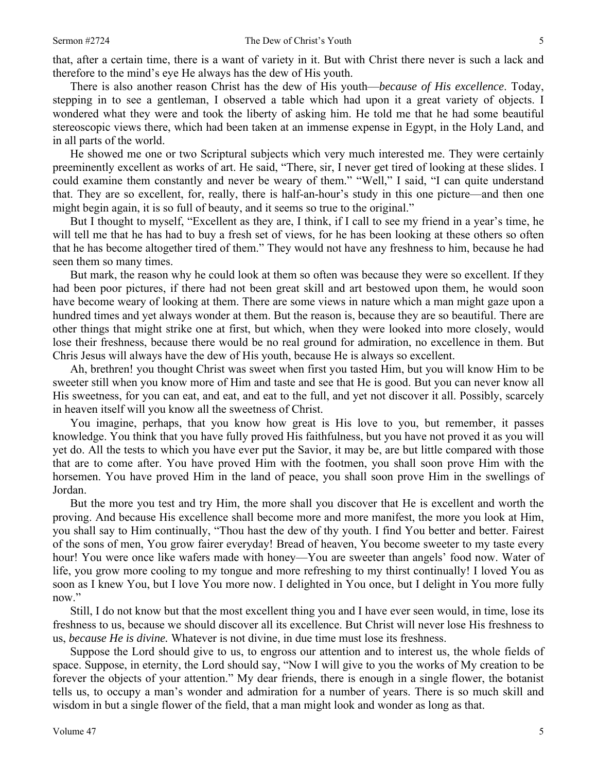that, after a certain time, there is a want of variety in it. But with Christ there never is such a lack and therefore to the mind's eye He always has the dew of His youth.

There is also another reason Christ has the dew of His youth—*because of His excellence*. Today, stepping in to see a gentleman, I observed a table which had upon it a great variety of objects. I wondered what they were and took the liberty of asking him. He told me that he had some beautiful stereoscopic views there, which had been taken at an immense expense in Egypt, in the Holy Land, and in all parts of the world.

He showed me one or two Scriptural subjects which very much interested me. They were certainly preeminently excellent as works of art. He said, "There, sir, I never get tired of looking at these slides. I could examine them constantly and never be weary of them." "Well," I said, "I can quite understand that. They are so excellent, for, really, there is half-an-hour's study in this one picture—and then one might begin again, it is so full of beauty, and it seems so true to the original."

But I thought to myself, "Excellent as they are, I think, if I call to see my friend in a year's time, he will tell me that he has had to buy a fresh set of views, for he has been looking at these others so often that he has become altogether tired of them." They would not have any freshness to him, because he had seen them so many times.

But mark, the reason why he could look at them so often was because they were so excellent. If they had been poor pictures, if there had not been great skill and art bestowed upon them, he would soon have become weary of looking at them. There are some views in nature which a man might gaze upon a hundred times and yet always wonder at them. But the reason is, because they are so beautiful. There are other things that might strike one at first, but which, when they were looked into more closely, would lose their freshness, because there would be no real ground for admiration, no excellence in them. But Chris Jesus will always have the dew of His youth, because He is always so excellent.

Ah, brethren! you thought Christ was sweet when first you tasted Him, but you will know Him to be sweeter still when you know more of Him and taste and see that He is good. But you can never know all His sweetness, for you can eat, and eat, and eat to the full, and yet not discover it all. Possibly, scarcely in heaven itself will you know all the sweetness of Christ.

You imagine, perhaps, that you know how great is His love to you, but remember, it passes knowledge. You think that you have fully proved His faithfulness, but you have not proved it as you will yet do. All the tests to which you have ever put the Savior, it may be, are but little compared with those that are to come after. You have proved Him with the footmen, you shall soon prove Him with the horsemen. You have proved Him in the land of peace, you shall soon prove Him in the swellings of Jordan.

But the more you test and try Him, the more shall you discover that He is excellent and worth the proving. And because His excellence shall become more and more manifest, the more you look at Him, you shall say to Him continually, "Thou hast the dew of thy youth. I find You better and better. Fairest of the sons of men, You grow fairer everyday! Bread of heaven, You become sweeter to my taste every hour! You were once like wafers made with honey—You are sweeter than angels' food now. Water of life, you grow more cooling to my tongue and more refreshing to my thirst continually! I loved You as soon as I knew You, but I love You more now. I delighted in You once, but I delight in You more fully now."

Still, I do not know but that the most excellent thing you and I have ever seen would, in time, lose its freshness to us, because we should discover all its excellence. But Christ will never lose His freshness to us, *because He is divine.* Whatever is not divine, in due time must lose its freshness.

Suppose the Lord should give to us, to engross our attention and to interest us, the whole fields of space. Suppose, in eternity, the Lord should say, "Now I will give to you the works of My creation to be forever the objects of your attention." My dear friends, there is enough in a single flower, the botanist tells us, to occupy a man's wonder and admiration for a number of years. There is so much skill and wisdom in but a single flower of the field, that a man might look and wonder as long as that.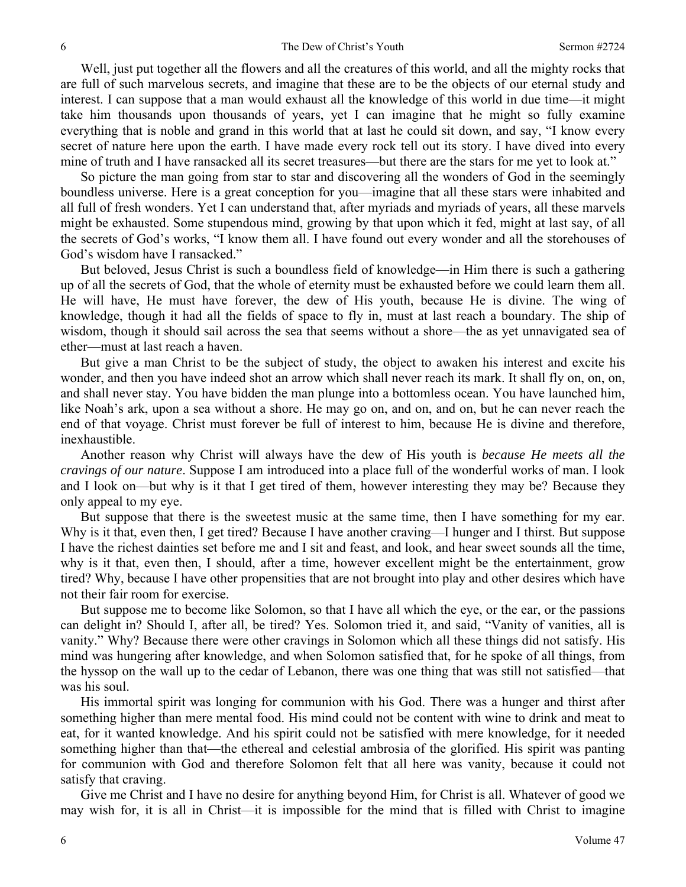Well, just put together all the flowers and all the creatures of this world, and all the mighty rocks that are full of such marvelous secrets, and imagine that these are to be the objects of our eternal study and interest. I can suppose that a man would exhaust all the knowledge of this world in due time—it might take him thousands upon thousands of years, yet I can imagine that he might so fully examine everything that is noble and grand in this world that at last he could sit down, and say, "I know every secret of nature here upon the earth. I have made every rock tell out its story. I have dived into every mine of truth and I have ransacked all its secret treasures—but there are the stars for me yet to look at."

So picture the man going from star to star and discovering all the wonders of God in the seemingly boundless universe. Here is a great conception for you—imagine that all these stars were inhabited and all full of fresh wonders. Yet I can understand that, after myriads and myriads of years, all these marvels might be exhausted. Some stupendous mind, growing by that upon which it fed, might at last say, of all the secrets of God's works, "I know them all. I have found out every wonder and all the storehouses of God's wisdom have I ransacked."

But beloved, Jesus Christ is such a boundless field of knowledge—in Him there is such a gathering up of all the secrets of God, that the whole of eternity must be exhausted before we could learn them all. He will have, He must have forever, the dew of His youth, because He is divine. The wing of knowledge, though it had all the fields of space to fly in, must at last reach a boundary. The ship of wisdom, though it should sail across the sea that seems without a shore—the as yet unnavigated sea of ether—must at last reach a haven.

But give a man Christ to be the subject of study, the object to awaken his interest and excite his wonder, and then you have indeed shot an arrow which shall never reach its mark. It shall fly on, on, on, and shall never stay. You have bidden the man plunge into a bottomless ocean. You have launched him, like Noah's ark, upon a sea without a shore. He may go on, and on, and on, but he can never reach the end of that voyage. Christ must forever be full of interest to him, because He is divine and therefore, inexhaustible.

Another reason why Christ will always have the dew of His youth is *because He meets all the cravings of our nature*. Suppose I am introduced into a place full of the wonderful works of man. I look and I look on—but why is it that I get tired of them, however interesting they may be? Because they only appeal to my eye.

But suppose that there is the sweetest music at the same time, then I have something for my ear. Why is it that, even then, I get tired? Because I have another craving—I hunger and I thirst. But suppose I have the richest dainties set before me and I sit and feast, and look, and hear sweet sounds all the time, why is it that, even then, I should, after a time, however excellent might be the entertainment, grow tired? Why, because I have other propensities that are not brought into play and other desires which have not their fair room for exercise.

But suppose me to become like Solomon, so that I have all which the eye, or the ear, or the passions can delight in? Should I, after all, be tired? Yes. Solomon tried it, and said, "Vanity of vanities, all is vanity." Why? Because there were other cravings in Solomon which all these things did not satisfy. His mind was hungering after knowledge, and when Solomon satisfied that, for he spoke of all things, from the hyssop on the wall up to the cedar of Lebanon, there was one thing that was still not satisfied—that was his soul.

His immortal spirit was longing for communion with his God. There was a hunger and thirst after something higher than mere mental food. His mind could not be content with wine to drink and meat to eat, for it wanted knowledge. And his spirit could not be satisfied with mere knowledge, for it needed something higher than that—the ethereal and celestial ambrosia of the glorified. His spirit was panting for communion with God and therefore Solomon felt that all here was vanity, because it could not satisfy that craving.

Give me Christ and I have no desire for anything beyond Him, for Christ is all. Whatever of good we may wish for, it is all in Christ—it is impossible for the mind that is filled with Christ to imagine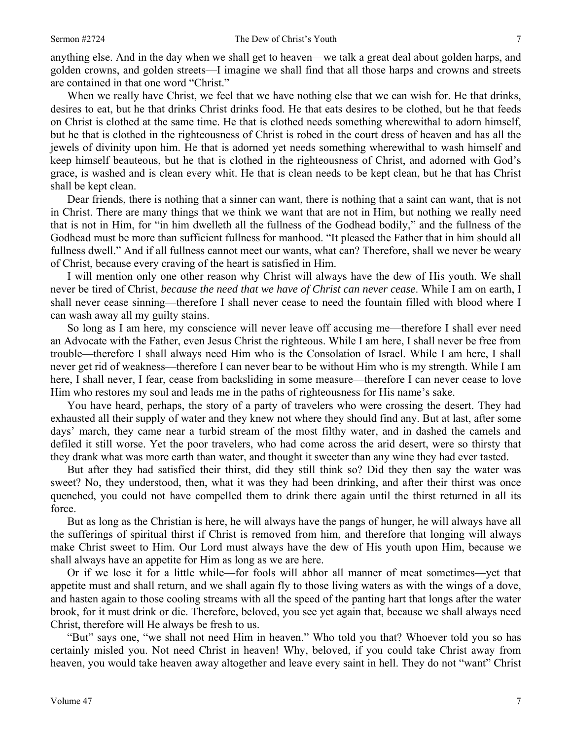anything else. And in the day when we shall get to heaven—we talk a great deal about golden harps, and golden crowns, and golden streets—I imagine we shall find that all those harps and crowns and streets are contained in that one word "Christ."

When we really have Christ, we feel that we have nothing else that we can wish for. He that drinks, desires to eat, but he that drinks Christ drinks food. He that eats desires to be clothed, but he that feeds on Christ is clothed at the same time. He that is clothed needs something wherewithal to adorn himself, but he that is clothed in the righteousness of Christ is robed in the court dress of heaven and has all the jewels of divinity upon him. He that is adorned yet needs something wherewithal to wash himself and keep himself beauteous, but he that is clothed in the righteousness of Christ, and adorned with God's grace, is washed and is clean every whit. He that is clean needs to be kept clean, but he that has Christ shall be kept clean.

Dear friends, there is nothing that a sinner can want, there is nothing that a saint can want, that is not in Christ. There are many things that we think we want that are not in Him, but nothing we really need that is not in Him, for "in him dwelleth all the fullness of the Godhead bodily," and the fullness of the Godhead must be more than sufficient fullness for manhood. "It pleased the Father that in him should all fullness dwell." And if all fullness cannot meet our wants, what can? Therefore, shall we never be weary of Christ, because every craving of the heart is satisfied in Him.

I will mention only one other reason why Christ will always have the dew of His youth. We shall never be tired of Christ, *because the need that we have of Christ can never cease*. While I am on earth, I shall never cease sinning—therefore I shall never cease to need the fountain filled with blood where I can wash away all my guilty stains.

So long as I am here, my conscience will never leave off accusing me—therefore I shall ever need an Advocate with the Father, even Jesus Christ the righteous. While I am here, I shall never be free from trouble—therefore I shall always need Him who is the Consolation of Israel. While I am here, I shall never get rid of weakness—therefore I can never bear to be without Him who is my strength. While I am here, I shall never, I fear, cease from backsliding in some measure—therefore I can never cease to love Him who restores my soul and leads me in the paths of righteousness for His name's sake.

You have heard, perhaps, the story of a party of travelers who were crossing the desert. They had exhausted all their supply of water and they knew not where they should find any. But at last, after some days' march, they came near a turbid stream of the most filthy water, and in dashed the camels and defiled it still worse. Yet the poor travelers, who had come across the arid desert, were so thirsty that they drank what was more earth than water, and thought it sweeter than any wine they had ever tasted.

But after they had satisfied their thirst, did they still think so? Did they then say the water was sweet? No, they understood, then, what it was they had been drinking, and after their thirst was once quenched, you could not have compelled them to drink there again until the thirst returned in all its force.

But as long as the Christian is here, he will always have the pangs of hunger, he will always have all the sufferings of spiritual thirst if Christ is removed from him, and therefore that longing will always make Christ sweet to Him. Our Lord must always have the dew of His youth upon Him, because we shall always have an appetite for Him as long as we are here.

Or if we lose it for a little while—for fools will abhor all manner of meat sometimes—yet that appetite must and shall return, and we shall again fly to those living waters as with the wings of a dove, and hasten again to those cooling streams with all the speed of the panting hart that longs after the water brook, for it must drink or die. Therefore, beloved, you see yet again that, because we shall always need Christ, therefore will He always be fresh to us.

"But" says one, "we shall not need Him in heaven." Who told you that? Whoever told you so has certainly misled you. Not need Christ in heaven! Why, beloved, if you could take Christ away from heaven, you would take heaven away altogether and leave every saint in hell. They do not "want" Christ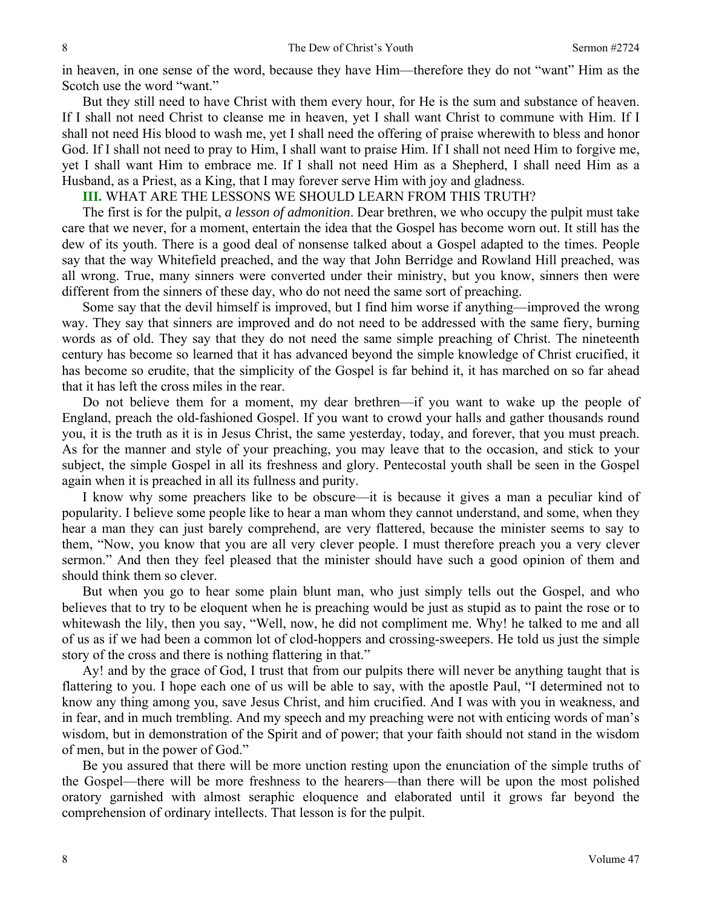in heaven, in one sense of the word, because they have Him—therefore they do not "want" Him as the Scotch use the word "want."

But they still need to have Christ with them every hour, for He is the sum and substance of heaven. If I shall not need Christ to cleanse me in heaven, yet I shall want Christ to commune with Him. If I shall not need His blood to wash me, yet I shall need the offering of praise wherewith to bless and honor God. If I shall not need to pray to Him, I shall want to praise Him. If I shall not need Him to forgive me, yet I shall want Him to embrace me. If I shall not need Him as a Shepherd, I shall need Him as a Husband, as a Priest, as a King, that I may forever serve Him with joy and gladness.

**III.** WHAT ARE THE LESSONS WE SHOULD LEARN FROM THIS TRUTH?

The first is for the pulpit, *a lesson of admonition*. Dear brethren, we who occupy the pulpit must take care that we never, for a moment, entertain the idea that the Gospel has become worn out. It still has the dew of its youth. There is a good deal of nonsense talked about a Gospel adapted to the times. People say that the way Whitefield preached, and the way that John Berridge and Rowland Hill preached, was all wrong. True, many sinners were converted under their ministry, but you know, sinners then were different from the sinners of these day, who do not need the same sort of preaching.

Some say that the devil himself is improved, but I find him worse if anything—improved the wrong way. They say that sinners are improved and do not need to be addressed with the same fiery, burning words as of old. They say that they do not need the same simple preaching of Christ. The nineteenth century has become so learned that it has advanced beyond the simple knowledge of Christ crucified, it has become so erudite, that the simplicity of the Gospel is far behind it, it has marched on so far ahead that it has left the cross miles in the rear.

Do not believe them for a moment, my dear brethren—if you want to wake up the people of England, preach the old-fashioned Gospel. If you want to crowd your halls and gather thousands round you, it is the truth as it is in Jesus Christ, the same yesterday, today, and forever, that you must preach. As for the manner and style of your preaching, you may leave that to the occasion, and stick to your subject, the simple Gospel in all its freshness and glory. Pentecostal youth shall be seen in the Gospel again when it is preached in all its fullness and purity.

I know why some preachers like to be obscure—it is because it gives a man a peculiar kind of popularity. I believe some people like to hear a man whom they cannot understand, and some, when they hear a man they can just barely comprehend, are very flattered, because the minister seems to say to them, "Now, you know that you are all very clever people. I must therefore preach you a very clever sermon." And then they feel pleased that the minister should have such a good opinion of them and should think them so clever.

But when you go to hear some plain blunt man, who just simply tells out the Gospel, and who believes that to try to be eloquent when he is preaching would be just as stupid as to paint the rose or to whitewash the lily, then you say, "Well, now, he did not compliment me. Why! he talked to me and all of us as if we had been a common lot of clod-hoppers and crossing-sweepers. He told us just the simple story of the cross and there is nothing flattering in that."

Ay! and by the grace of God, I trust that from our pulpits there will never be anything taught that is flattering to you. I hope each one of us will be able to say, with the apostle Paul, "I determined not to know any thing among you, save Jesus Christ, and him crucified. And I was with you in weakness, and in fear, and in much trembling. And my speech and my preaching were not with enticing words of man's wisdom, but in demonstration of the Spirit and of power; that your faith should not stand in the wisdom of men, but in the power of God."

Be you assured that there will be more unction resting upon the enunciation of the simple truths of the Gospel—there will be more freshness to the hearers—than there will be upon the most polished oratory garnished with almost seraphic eloquence and elaborated until it grows far beyond the comprehension of ordinary intellects. That lesson is for the pulpit.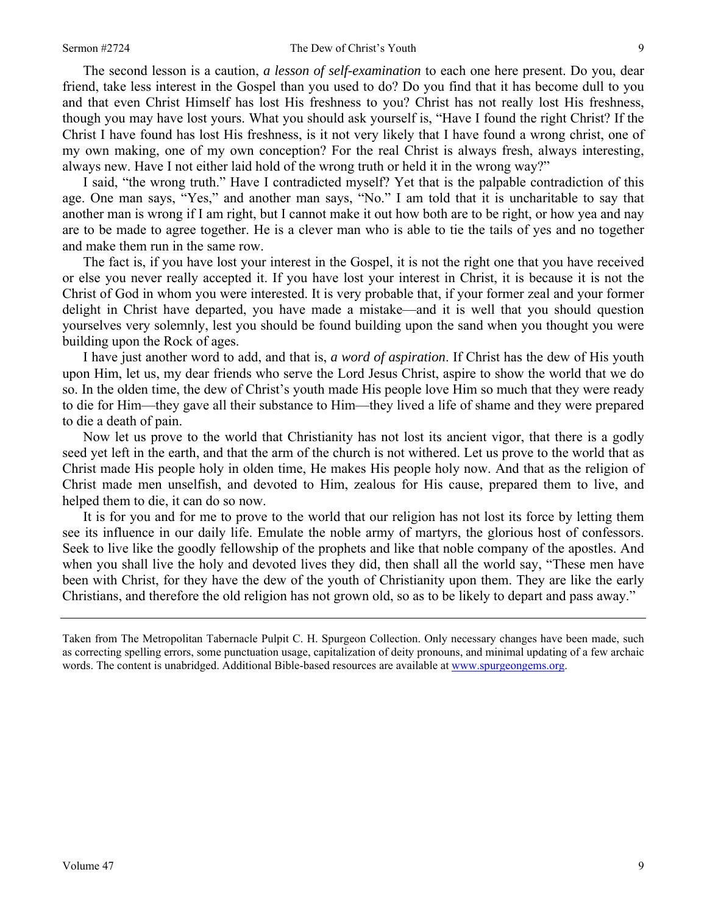The second lesson is a caution, *a lesson of self-examination* to each one here present. Do you, dear friend, take less interest in the Gospel than you used to do? Do you find that it has become dull to you and that even Christ Himself has lost His freshness to you? Christ has not really lost His freshness, though you may have lost yours. What you should ask yourself is, "Have I found the right Christ? If the Christ I have found has lost His freshness, is it not very likely that I have found a wrong christ, one of my own making, one of my own conception? For the real Christ is always fresh, always interesting, always new. Have I not either laid hold of the wrong truth or held it in the wrong way?"

I said, "the wrong truth." Have I contradicted myself? Yet that is the palpable contradiction of this age. One man says, "Yes," and another man says, "No." I am told that it is uncharitable to say that another man is wrong if I am right, but I cannot make it out how both are to be right, or how yea and nay are to be made to agree together. He is a clever man who is able to tie the tails of yes and no together and make them run in the same row.

The fact is, if you have lost your interest in the Gospel, it is not the right one that you have received or else you never really accepted it. If you have lost your interest in Christ, it is because it is not the Christ of God in whom you were interested. It is very probable that, if your former zeal and your former delight in Christ have departed, you have made a mistake—and it is well that you should question yourselves very solemnly, lest you should be found building upon the sand when you thought you were building upon the Rock of ages.

I have just another word to add, and that is, *a word of aspiration*. If Christ has the dew of His youth upon Him, let us, my dear friends who serve the Lord Jesus Christ, aspire to show the world that we do so. In the olden time, the dew of Christ's youth made His people love Him so much that they were ready to die for Him—they gave all their substance to Him—they lived a life of shame and they were prepared to die a death of pain.

Now let us prove to the world that Christianity has not lost its ancient vigor, that there is a godly seed yet left in the earth, and that the arm of the church is not withered. Let us prove to the world that as Christ made His people holy in olden time, He makes His people holy now. And that as the religion of Christ made men unselfish, and devoted to Him, zealous for His cause, prepared them to live, and helped them to die, it can do so now.

It is for you and for me to prove to the world that our religion has not lost its force by letting them see its influence in our daily life. Emulate the noble army of martyrs, the glorious host of confessors. Seek to live like the goodly fellowship of the prophets and like that noble company of the apostles. And when you shall live the holy and devoted lives they did, then shall all the world say, "These men have been with Christ, for they have the dew of the youth of Christianity upon them. They are like the early Christians, and therefore the old religion has not grown old, so as to be likely to depart and pass away."

---

Taken from The Metropolitan Tabernacle Pulpit C. H. Spurgeon Collection. Only necessary changes have been made, such as correcting spelling errors, some punctuation usage, capitalization of deity pronouns, and minimal updating of a few archaic words. The content is unabridged. Additional Bible-based resources are available at www.spurgeongems.org.